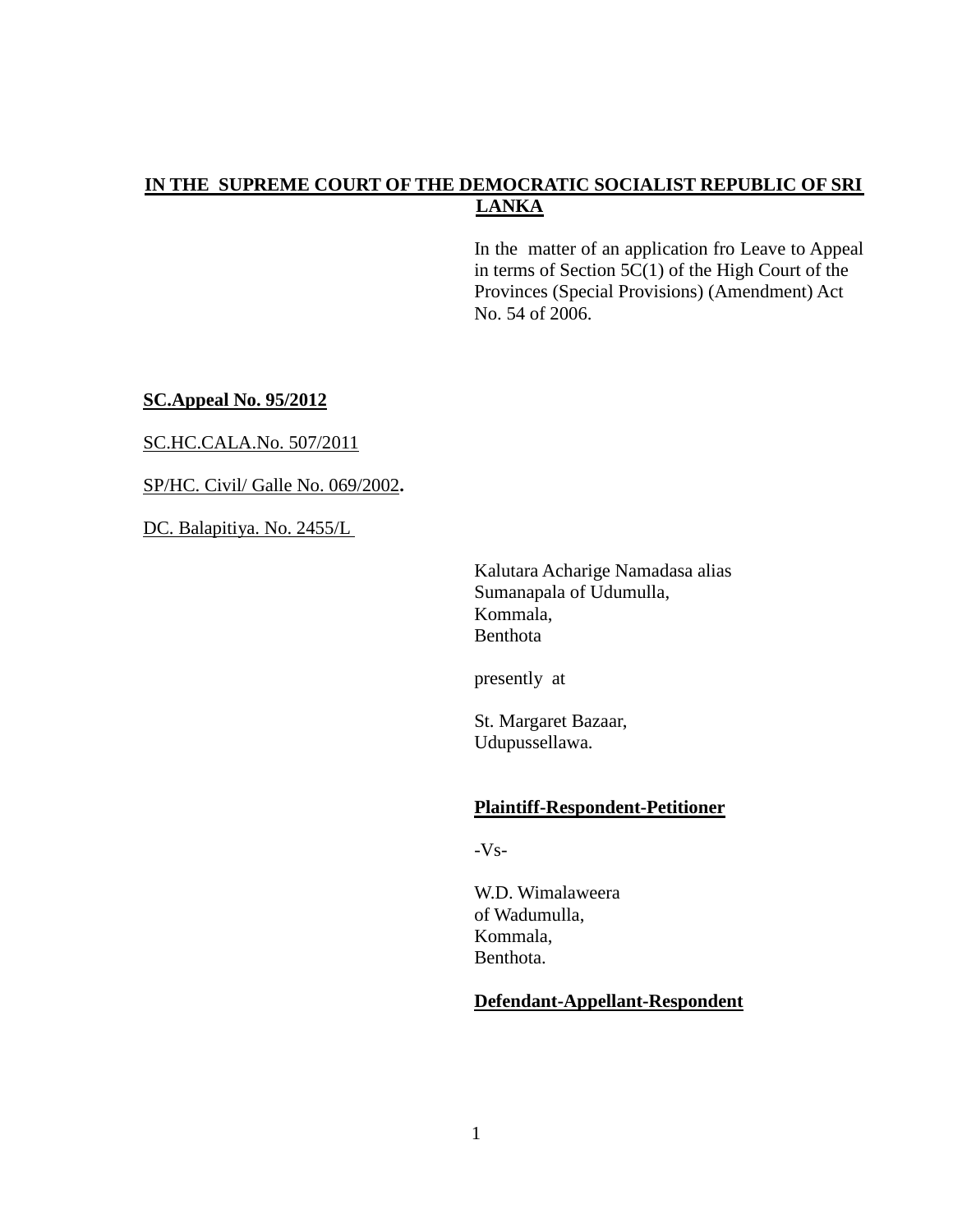**IN THE SUPREME COURT OF THE DEMOCRATIC SOCIALIST REPUBLIC OF SRI LANKA**

In the matter of an application fro Leave to Appeal in terms of Section 5C(1) of the High Court of the Provinces (Special Provisions) (Amendment) Act No. 54 of 2006.

**SC.Appeal No. 95/2012**

SC.HC.CALA.No. 507/2011

SP/HC. Civil/ Galle No. 069/2002**.**

DC. Balapitiya. No. 2455/L

Kalutara Acharige Namadasa alias
Sumanapala of Udumulla,
Kommala,
Benthota

presently at

St. Margaret Bazaar,
Udupussellawa.

**Plaintiff-Respondent-Petitioner**

-Vs-

W.D. Wimalaweera
of Wadumulla,
Kommala,
Benthota.

**Defendant-Appellant-Respondent**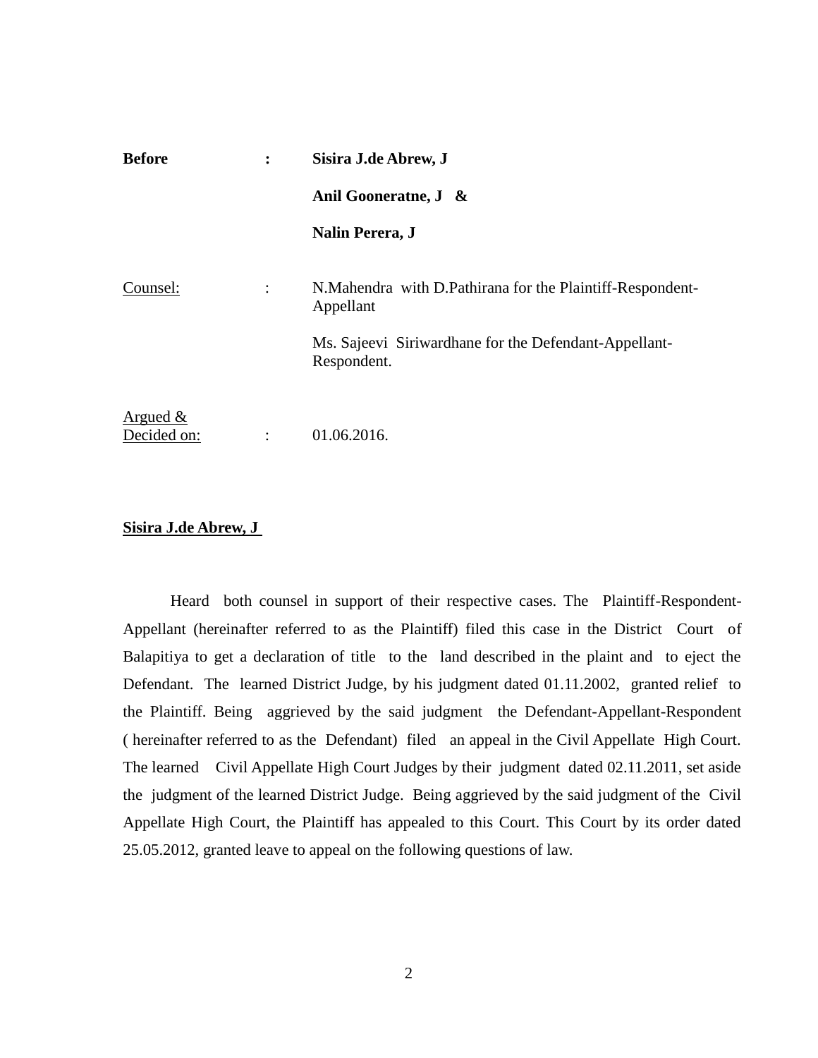**Before** : **Sisira J.de Abrew, J**

**Anil Gooneratne, J &**

**Nalin Perera, J**

Counsel: N.Mahendra with D.Pathirana for the Plaintiff-Respondent-Appellant

Ms. Sajeevi Siriwardhane for the Defendant-Appellant-Respondent.

Argued & Decided on: 01.06.2016.

**Sisira J.de Abrew, J**

Heard both counsel in support of their respective cases. The Plaintiff-Respondent-Appellant (hereinafter referred to as the Plaintiff) filed this case in the District Court of Balapitiya to get a declaration of title to the land described in the plaint and to eject the Defendant. The learned District Judge, by his judgment dated 01.11.2002, granted relief to the Plaintiff. Being aggrieved by the said judgment the Defendant-Appellant-Respondent ( hereinafter referred to as the Defendant) filed an appeal in the Civil Appellate High Court. The learned Civil Appellate High Court Judges by their judgment dated 02.11.2011, set aside the judgment of the learned District Judge. Being aggrieved by the said judgment of the Civil Appellate High Court, the Plaintiff has appealed to this Court. This Court by its order dated 25.05.2012, granted leave to appeal on the following questions of law.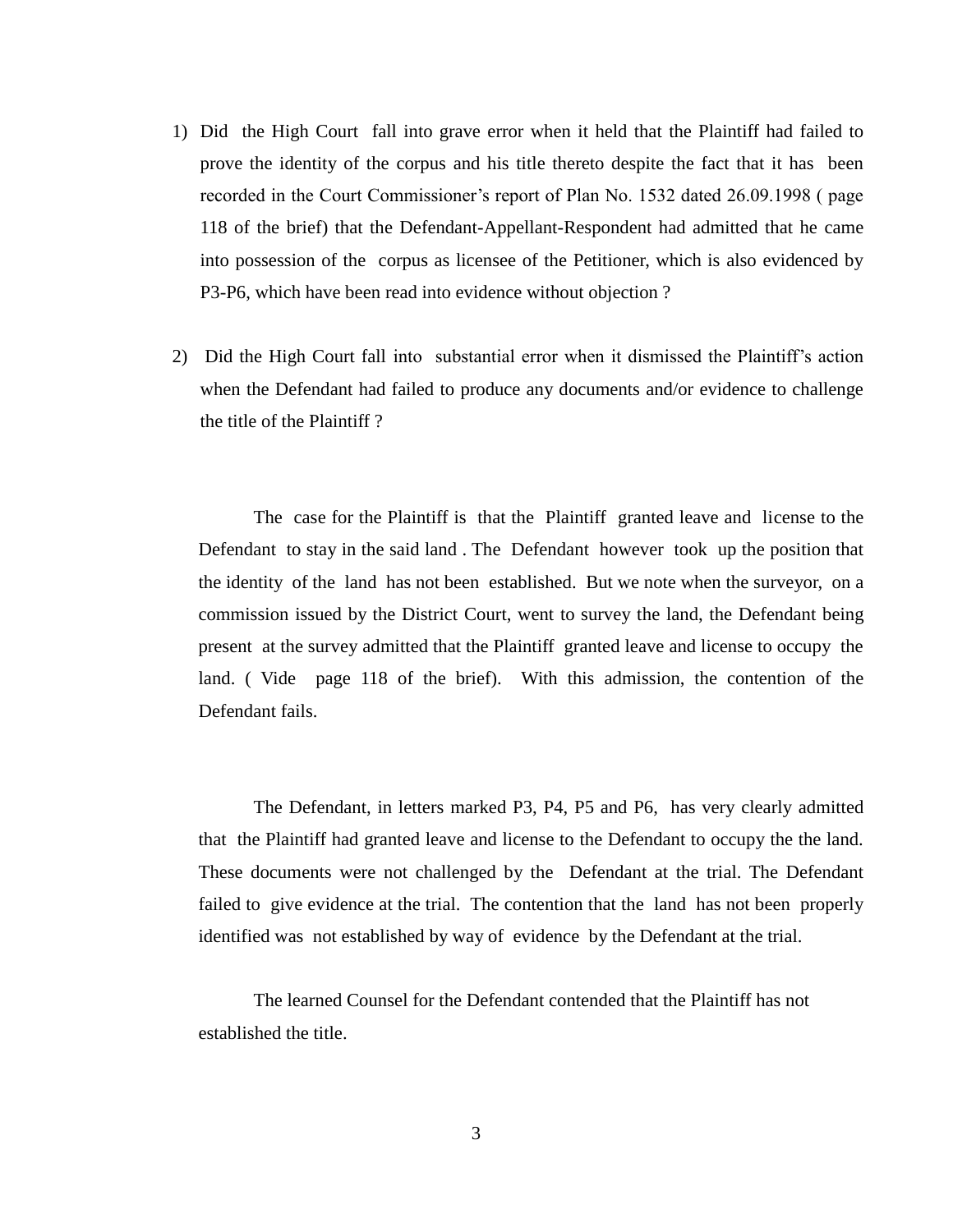1) Did the High Court fall into grave error when it held that the Plaintiff had failed to prove the identity of the corpus and his title thereto despite the fact that it has been recorded in the Court Commissioner's report of Plan No. 1532 dated 26.09.1998 ( page 118 of the brief) that the Defendant-Appellant-Respondent had admitted that he came into possession of the corpus as licensee of the Petitioner, which is also evidenced by P3-P6, which have been read into evidence without objection ?

2) Did the High Court fall into substantial error when it dismissed the Plaintiff's action when the Defendant had failed to produce any documents and/or evidence to challenge the title of the Plaintiff ?

The case for the Plaintiff is that the Plaintiff granted leave and license to the Defendant to stay in the said land . The Defendant however took up the position that the identity of the land has not been established. But we note when the surveyor, on a commission issued by the District Court, went to survey the land, the Defendant being present at the survey admitted that the Plaintiff granted leave and license to occupy the land. ( Vide page 118 of the brief). With this admission, the contention of the Defendant fails.

The Defendant, in letters marked P3, P4, P5 and P6, has very clearly admitted that the Plaintiff had granted leave and license to the Defendant to occupy the the land. These documents were not challenged by the Defendant at the trial. The Defendant failed to give evidence at the trial. The contention that the land has not been properly identified was not established by way of evidence by the Defendant at the trial.

The learned Counsel for the Defendant contended that the Plaintiff has not established the title.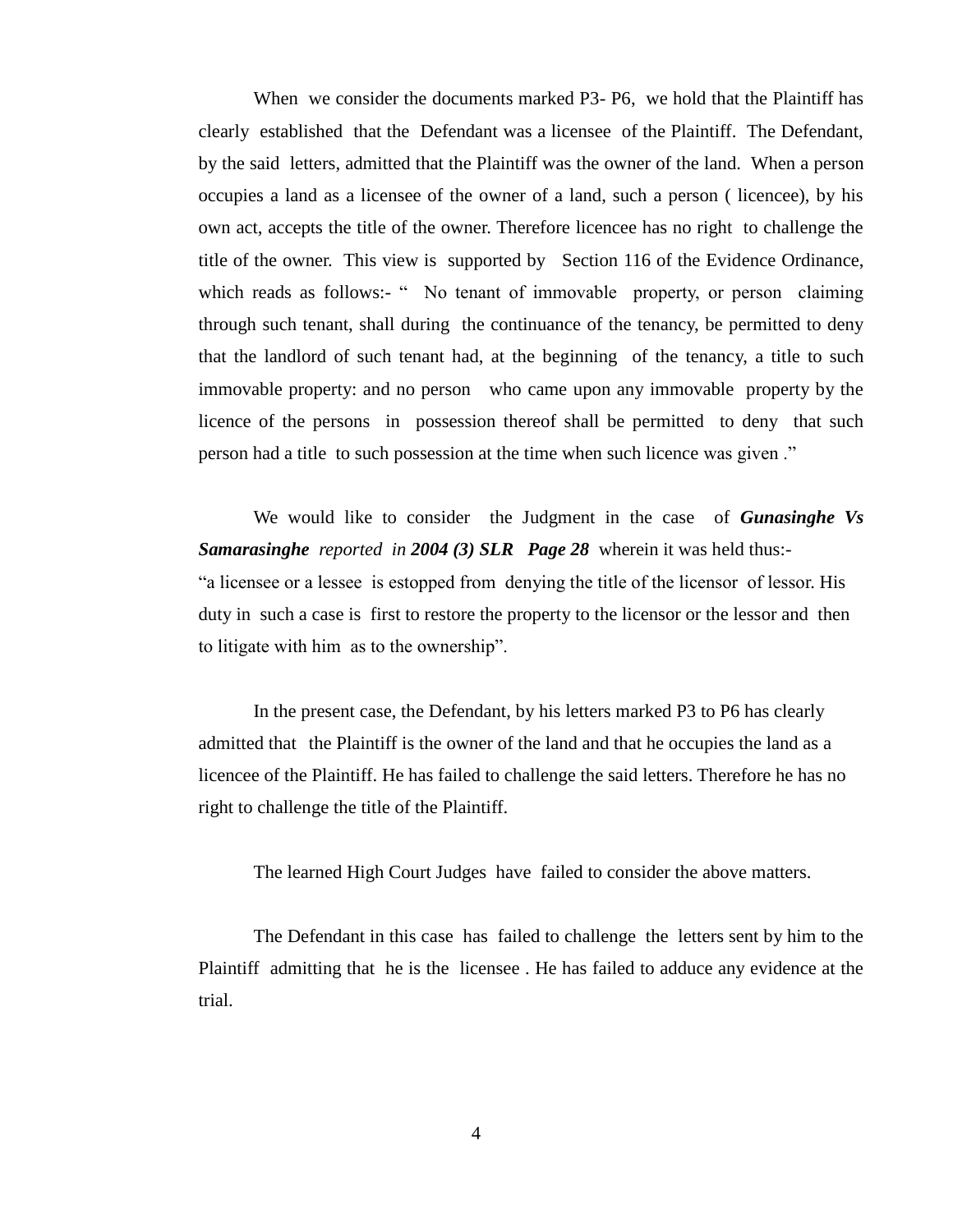When we consider the documents marked P3- P6, we hold that the Plaintiff has clearly established that the Defendant was a licensee of the Plaintiff. The Defendant, by the said letters, admitted that the Plaintiff was the owner of the land. When a person occupies a land as a licensee of the owner of a land, such a person ( licencee), by his own act, accepts the title of the owner. Therefore licencee has no right to challenge the title of the owner. This view is supported by Section 116 of the Evidence Ordinance, which reads as follows:- " No tenant of immovable property, or person claiming through such tenant, shall during the continuance of the tenancy, be permitted to deny that the landlord of such tenant had, at the beginning of the tenancy, a title to such immovable property: and no person who came upon any immovable property by the licence of the persons in possession thereof shall be permitted to deny that such person had a title to such possession at the time when such licence was given ."

We would like to consider the Judgment in the case of ***Gunasinghe Vs Samarasinghe*** *reported in* ***2004 (3) SLR Page 28*** wherein it was held thus:-
"a licensee or a lessee is estopped from denying the title of the licensor of lessor. His duty in such a case is first to restore the property to the licensor or the lessor and then to litigate with him as to the ownership".

In the present case, the Defendant, by his letters marked P3 to P6 has clearly admitted that the Plaintiff is the owner of the land and that he occupies the land as a licencee of the Plaintiff. He has failed to challenge the said letters. Therefore he has no right to challenge the title of the Plaintiff.

The learned High Court Judges have failed to consider the above matters.

The Defendant in this case has failed to challenge the letters sent by him to the Plaintiff admitting that he is the licensee . He has failed to adduce any evidence at the trial.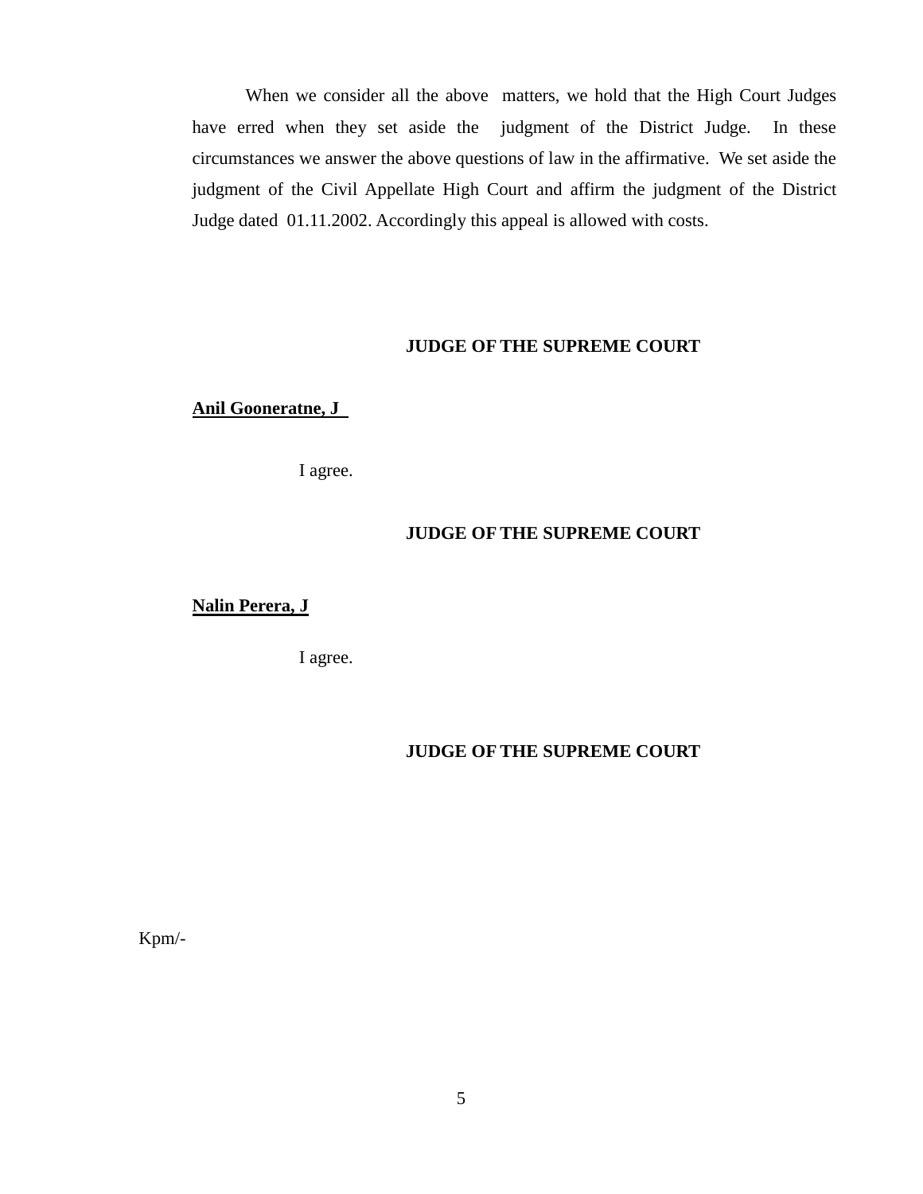When we consider all the above matters, we hold that the High Court Judges have erred when they set aside the judgment of the District Judge. In these circumstances we answer the above questions of law in the affirmative. We set aside the judgment of the Civil Appellate High Court and affirm the judgment of the District Judge dated 01.11.2002. Accordingly this appeal is allowed with costs.

**JUDGE OF THE SUPREME COURT**

**Anil Gooneratne, J**

I agree.

**JUDGE OF THE SUPREME COURT**

**Nalin Perera, J**

I agree.

**JUDGE OF THE SUPREME COURT**

Kpm/-